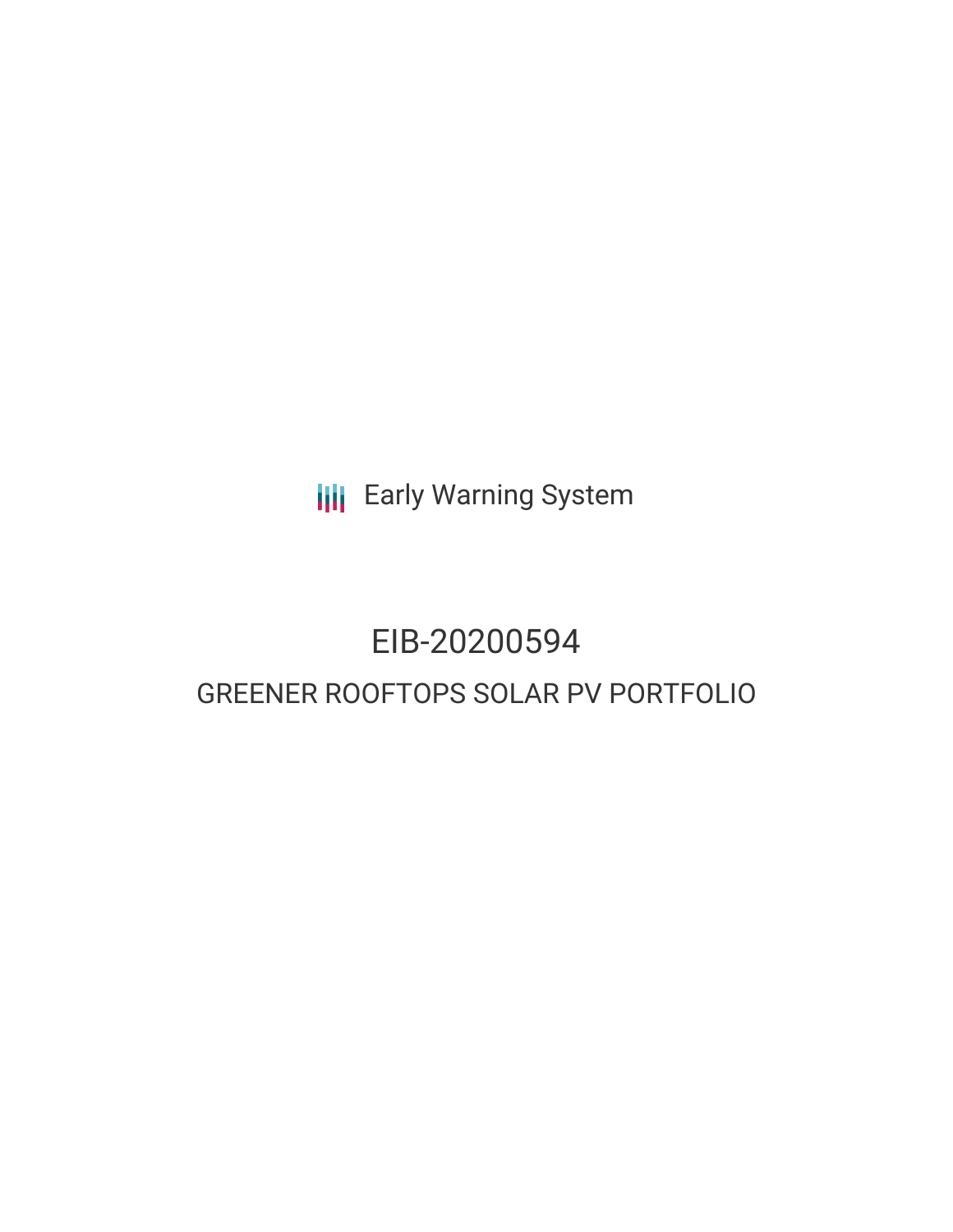Early Warning System

# EIB-20200594

## GREENER ROOFTOPS SOLAR PV PORTFOLIO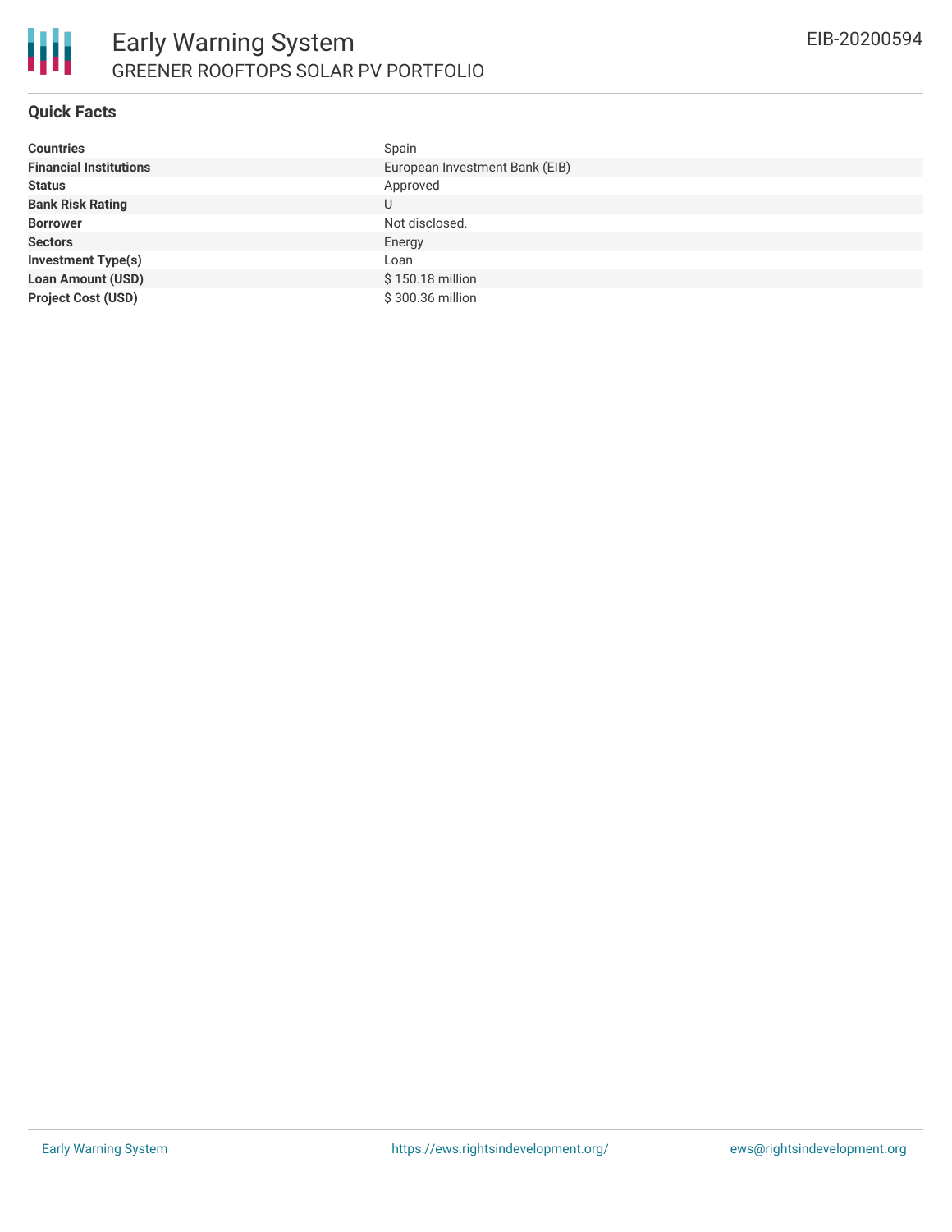# Early Warning System

GREENER ROOFTOPS SOLAR PV PORTFOLIO

EIB-20200594

## Quick Facts

| | |
|---|---|
| **Countries** | Spain |
| **Financial Institutions** | European Investment Bank (EIB) |
| **Status** | Approved |
| **Bank Risk Rating** | U |
| **Borrower** | Not disclosed. |
| **Sectors** | Energy |
| **Investment Type(s)** | Loan |
| **Loan Amount (USD)** | $ 150.18 million |
| **Project Cost (USD)** | $ 300.36 million |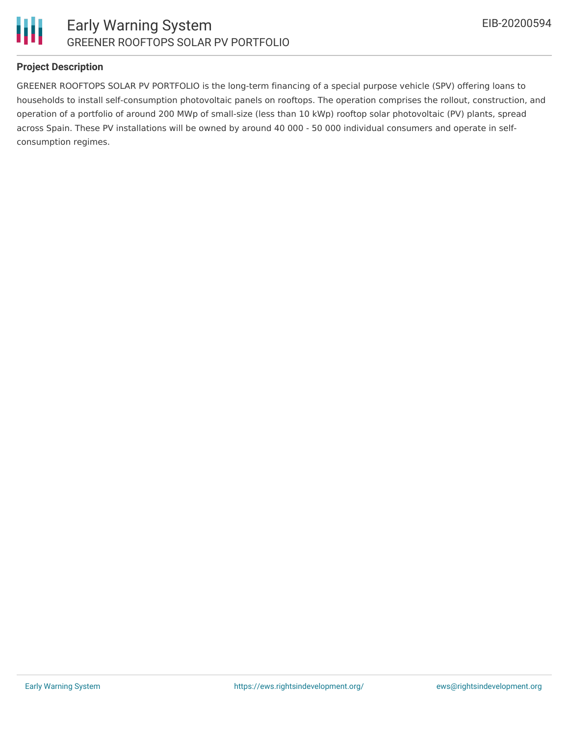**Project Description**

GREENER ROOFTOPS SOLAR PV PORTFOLIO is the long-term financing of a special purpose vehicle (SPV) offering loans to households to install self-consumption photovoltaic panels on rooftops. The operation comprises the rollout, construction, and operation of a portfolio of around 200 MWp of small-size (less than 10 kWp) rooftop solar photovoltaic (PV) plants, spread across Spain. These PV installations will be owned by around 40 000 - 50 000 individual consumers and operate in self-consumption regimes.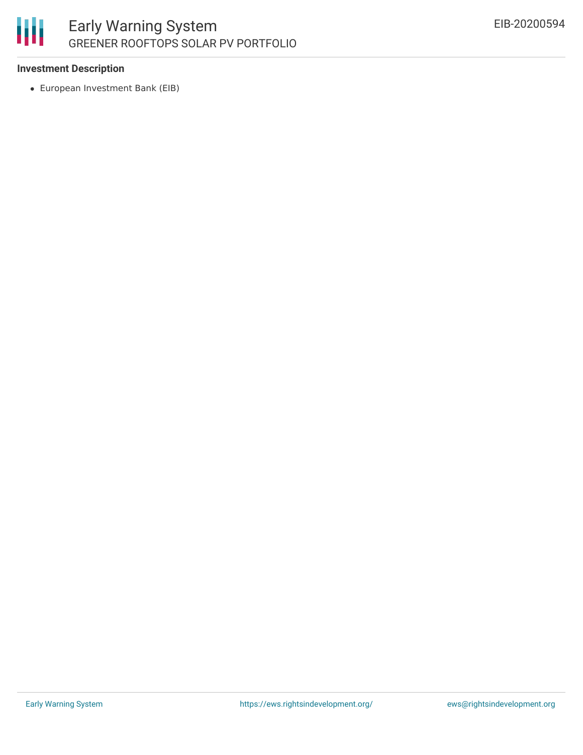### Investment Description

- European Investment Bank (EIB)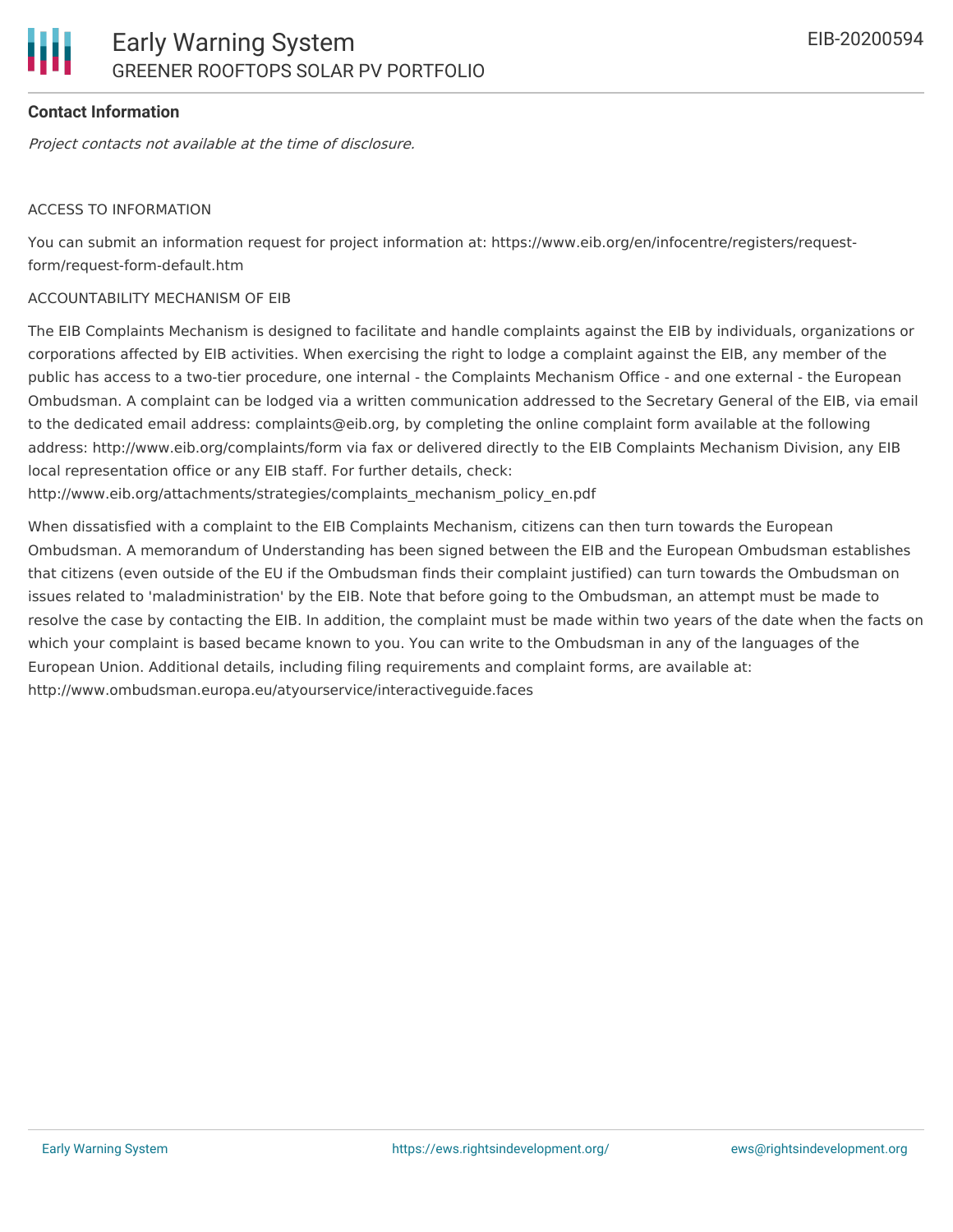### Contact Information

*Project contacts not available at the time of disclosure.*

ACCESS TO INFORMATION

You can submit an information request for project information at: https://www.eib.org/en/infocentre/registers/request-form/request-form-default.htm

ACCOUNTABILITY MECHANISM OF EIB

The EIB Complaints Mechanism is designed to facilitate and handle complaints against the EIB by individuals, organizations or corporations affected by EIB activities. When exercising the right to lodge a complaint against the EIB, any member of the public has access to a two-tier procedure, one internal - the Complaints Mechanism Office - and one external - the European Ombudsman. A complaint can be lodged via a written communication addressed to the Secretary General of the EIB, via email to the dedicated email address: complaints@eib.org, by completing the online complaint form available at the following address: http://www.eib.org/complaints/form via fax or delivered directly to the EIB Complaints Mechanism Division, any EIB local representation office or any EIB staff. For further details, check: http://www.eib.org/attachments/strategies/complaints_mechanism_policy_en.pdf

When dissatisfied with a complaint to the EIB Complaints Mechanism, citizens can then turn towards the European Ombudsman. A memorandum of Understanding has been signed between the EIB and the European Ombudsman establishes that citizens (even outside of the EU if the Ombudsman finds their complaint justified) can turn towards the Ombudsman on issues related to 'maladministration' by the EIB. Note that before going to the Ombudsman, an attempt must be made to resolve the case by contacting the EIB. In addition, the complaint must be made within two years of the date when the facts on which your complaint is based became known to you. You can write to the Ombudsman in any of the languages of the European Union. Additional details, including filing requirements and complaint forms, are available at: http://www.ombudsman.europa.eu/atyourservice/interactiveguide.faces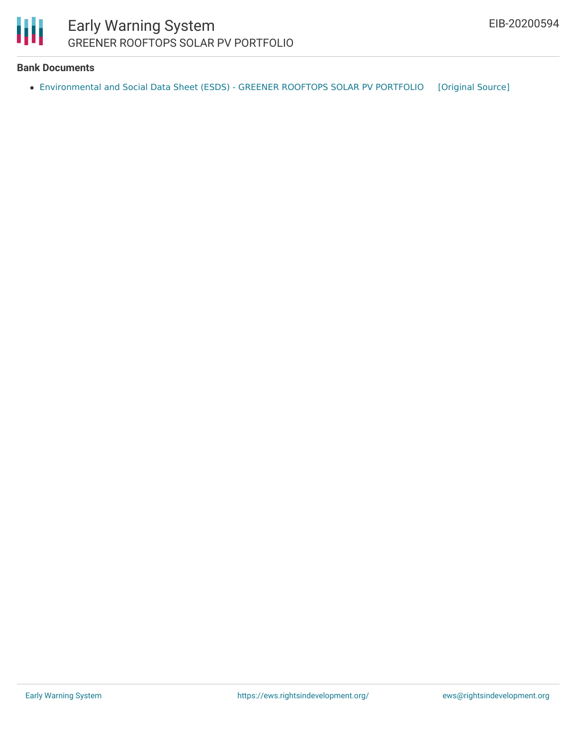**Bank Documents**

- Environmental and Social Data Sheet (ESDS) - GREENER ROOFTOPS SOLAR PV PORTFOLIO [Original Source]